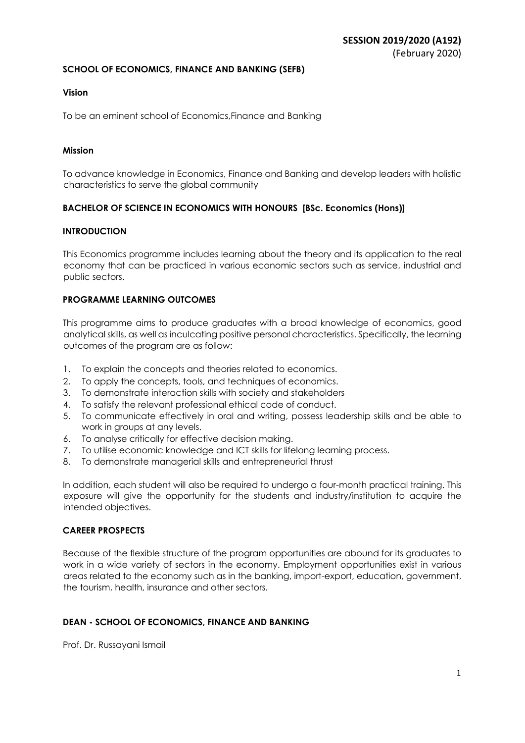**SESSION 2019/2020 (A192)**
(February 2020)

## SCHOOL OF ECONOMICS, FINANCE AND BANKING (SEFB)

### Vision

To be an eminent school of Economics,Finance and Banking

### Mission

To advance knowledge in Economics, Finance and Banking and develop leaders with holistic characteristics to serve the global community

## BACHELOR OF SCIENCE IN ECONOMICS WITH HONOURS [BSc. Economics (Hons)]

### INTRODUCTION

This Economics programme includes learning about the theory and its application to the real economy that can be practiced in various economic sectors such as service, industrial and public sectors.

### PROGRAMME LEARNING OUTCOMES

This programme aims to produce graduates with a broad knowledge of economics, good analytical skills, as well as inculcating positive personal characteristics. Specifically, the learning outcomes of the program are as follow:

1. To explain the concepts and theories related to economics.
2. To apply the concepts, tools, and techniques of economics.
3. To demonstrate interaction skills with society and stakeholders
4. To satisfy the relevant professional ethical code of conduct.
5. To communicate effectively in oral and writing, possess leadership skills and be able to work in groups at any levels.
6. To analyse critically for effective decision making.
7. To utilise economic knowledge and ICT skills for lifelong learning process.
8. To demonstrate managerial skills and entrepreneurial thrust

In addition, each student will also be required to undergo a four-month practical training. This exposure will give the opportunity for the students and industry/institution to acquire the intended objectives.

### CAREER PROSPECTS

Because of the flexible structure of the program opportunities are abound for its graduates to work in a wide variety of sectors in the economy. Employment opportunities exist in various areas related to the economy such as in the banking, import-export, education, government, the tourism, health, insurance and other sectors.

### DEAN - SCHOOL OF ECONOMICS, FINANCE AND BANKING

Prof. Dr. Russayani Ismail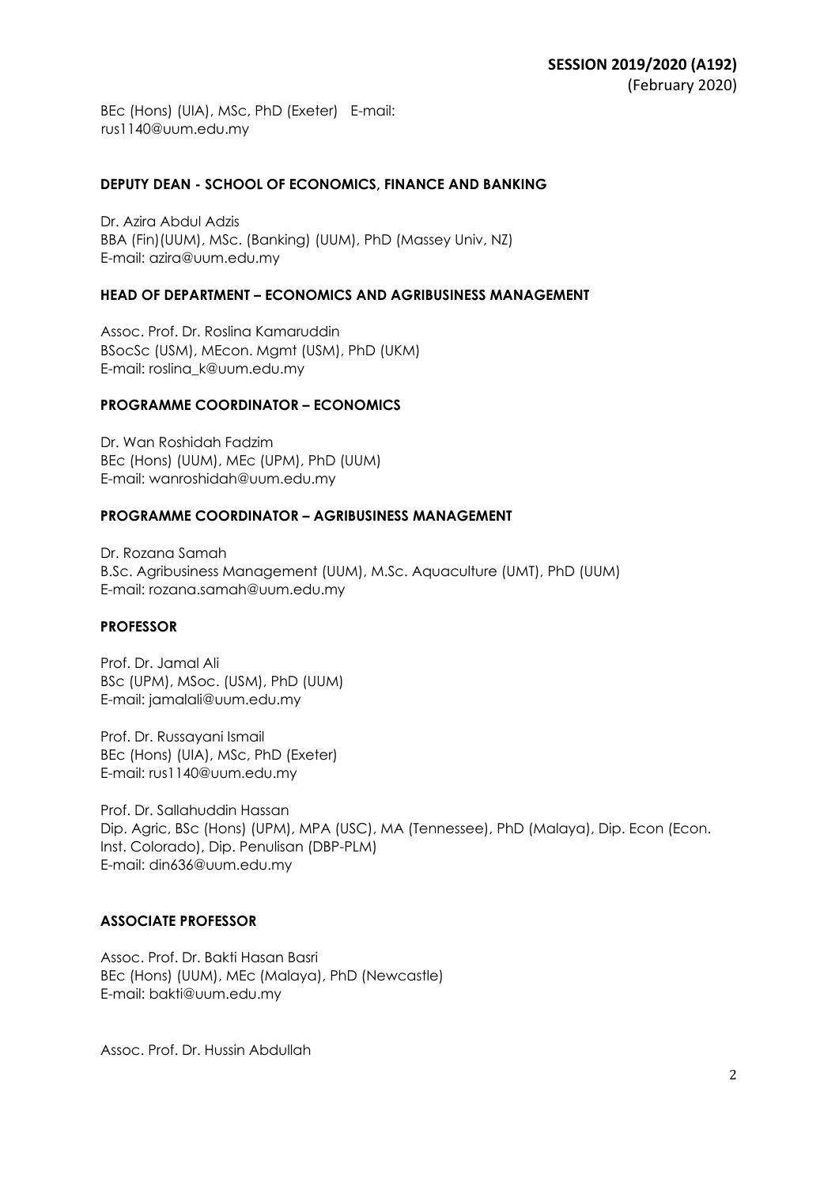BEc (Hons) (UIA), MSc, PhD (Exeter) E-mail: rus1140@uum.edu.my

**DEPUTY DEAN - SCHOOL OF ECONOMICS, FINANCE AND BANKING**

Dr. Azira Abdul Adzis
BBA (Fin)(UUM), MSc. (Banking) (UUM), PhD (Massey Univ, NZ)
E-mail: azira@uum.edu.my

**HEAD OF DEPARTMENT – ECONOMICS AND AGRIBUSINESS MANAGEMENT**

Assoc. Prof. Dr. Roslina Kamaruddin
BSocSc (USM), MEcon. Mgmt (USM), PhD (UKM)
E-mail: roslina_k@uum.edu.my

**PROGRAMME COORDINATOR – ECONOMICS**

Dr. Wan Roshidah Fadzim
BEc (Hons) (UUM), MEc (UPM), PhD (UUM)
E-mail: wanroshidah@uum.edu.my

**PROGRAMME COORDINATOR – AGRIBUSINESS MANAGEMENT**

Dr. Rozana Samah
B.Sc. Agribusiness Management (UUM), M.Sc. Aquaculture (UMT), PhD (UUM)
E-mail: rozana.samah@uum.edu.my

**PROFESSOR**

Prof. Dr. Jamal Ali
BSc (UPM), MSoc. (USM), PhD (UUM)
E-mail: jamalali@uum.edu.my

Prof. Dr. Russayani Ismail
BEc (Hons) (UIA), MSc, PhD (Exeter)
E-mail: rus1140@uum.edu.my

Prof. Dr. Sallahuddin Hassan
Dip. Agric, BSc (Hons) (UPM), MPA (USC), MA (Tennessee), PhD (Malaya), Dip. Econ (Econ. Inst. Colorado), Dip. Penulisan (DBP-PLM)
E-mail: din636@uum.edu.my

**ASSOCIATE PROFESSOR**

Assoc. Prof. Dr. Bakti Hasan Basri
BEc (Hons) (UUM), MEc (Malaya), PhD (Newcastle)
E-mail: bakti@uum.edu.my

Assoc. Prof. Dr. Hussin Abdullah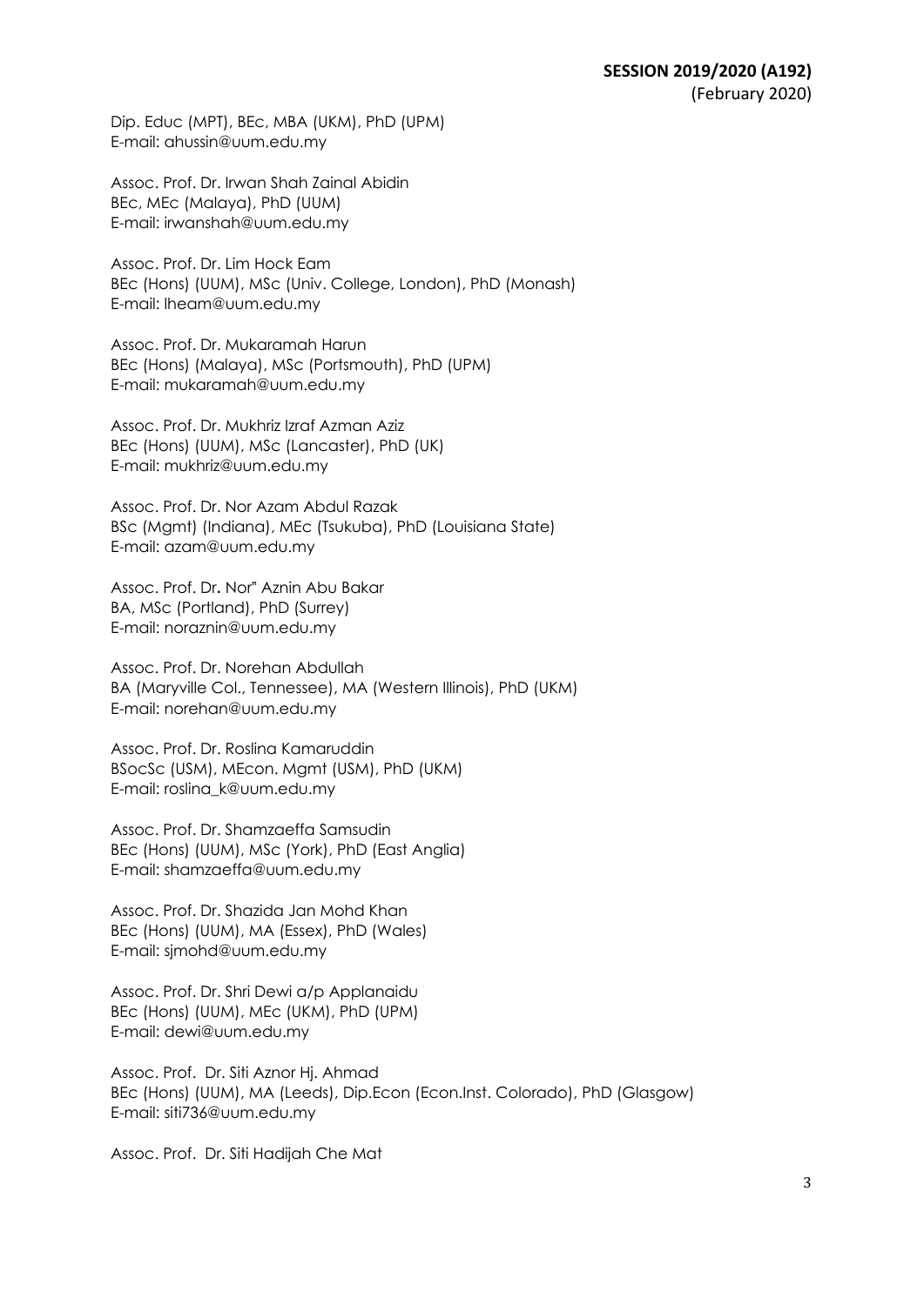Dip. Educ (MPT), BEc, MBA (UKM), PhD (UPM)
E-mail: ahussin@uum.edu.my

Assoc. Prof. Dr. Irwan Shah Zainal Abidin
BEc, MEc (Malaya), PhD (UUM)
E-mail: irwanshah@uum.edu.my

Assoc. Prof. Dr. Lim Hock Eam
BEc (Hons) (UUM), MSc (Univ. College, London), PhD (Monash)
E-mail: lheam@uum.edu.my

Assoc. Prof. Dr. Mukaramah Harun
BEc (Hons) (Malaya), MSc (Portsmouth), PhD (UPM)
E-mail: mukaramah@uum.edu.my

Assoc. Prof. Dr. Mukhriz Izraf Azman Aziz
BEc (Hons) (UUM), MSc (Lancaster), PhD (UK)
E-mail: mukhriz@uum.edu.my

Assoc. Prof. Dr. Nor Azam Abdul Razak
BSc (Mgmt) (Indiana), MEc (Tsukuba), PhD (Louisiana State)
E-mail: azam@uum.edu.my

Assoc. Prof. Dr**.** Nor" Aznin Abu Bakar
BA, MSc (Portland), PhD (Surrey)
E-mail: noraznin@uum.edu.my

Assoc. Prof. Dr. Norehan Abdullah
BA (Maryville Col., Tennessee), MA (Western Illinois), PhD (UKM)
E-mail: norehan@uum.edu.my

Assoc. Prof. Dr. Roslina Kamaruddin
BSocSc (USM), MEcon. Mgmt (USM), PhD (UKM)
E-mail: roslina_k@uum.edu.my

Assoc. Prof. Dr. Shamzaeffa Samsudin
BEc (Hons) (UUM), MSc (York), PhD (East Anglia)
E-mail: shamzaeffa@uum.edu.my

Assoc. Prof. Dr. Shazida Jan Mohd Khan
BEc (Hons) (UUM), MA (Essex), PhD (Wales)
E-mail: sjmohd@uum.edu.my

Assoc. Prof. Dr. Shri Dewi a/p Applanaidu
BEc (Hons) (UUM), MEc (UKM), PhD (UPM)
E-mail: dewi@uum.edu.my

Assoc. Prof. Dr. Siti Aznor Hj. Ahmad
BEc (Hons) (UUM), MA (Leeds), Dip.Econ (Econ.Inst. Colorado), PhD (Glasgow)
E-mail: siti736@uum.edu.my

Assoc. Prof. Dr. Siti Hadijah Che Mat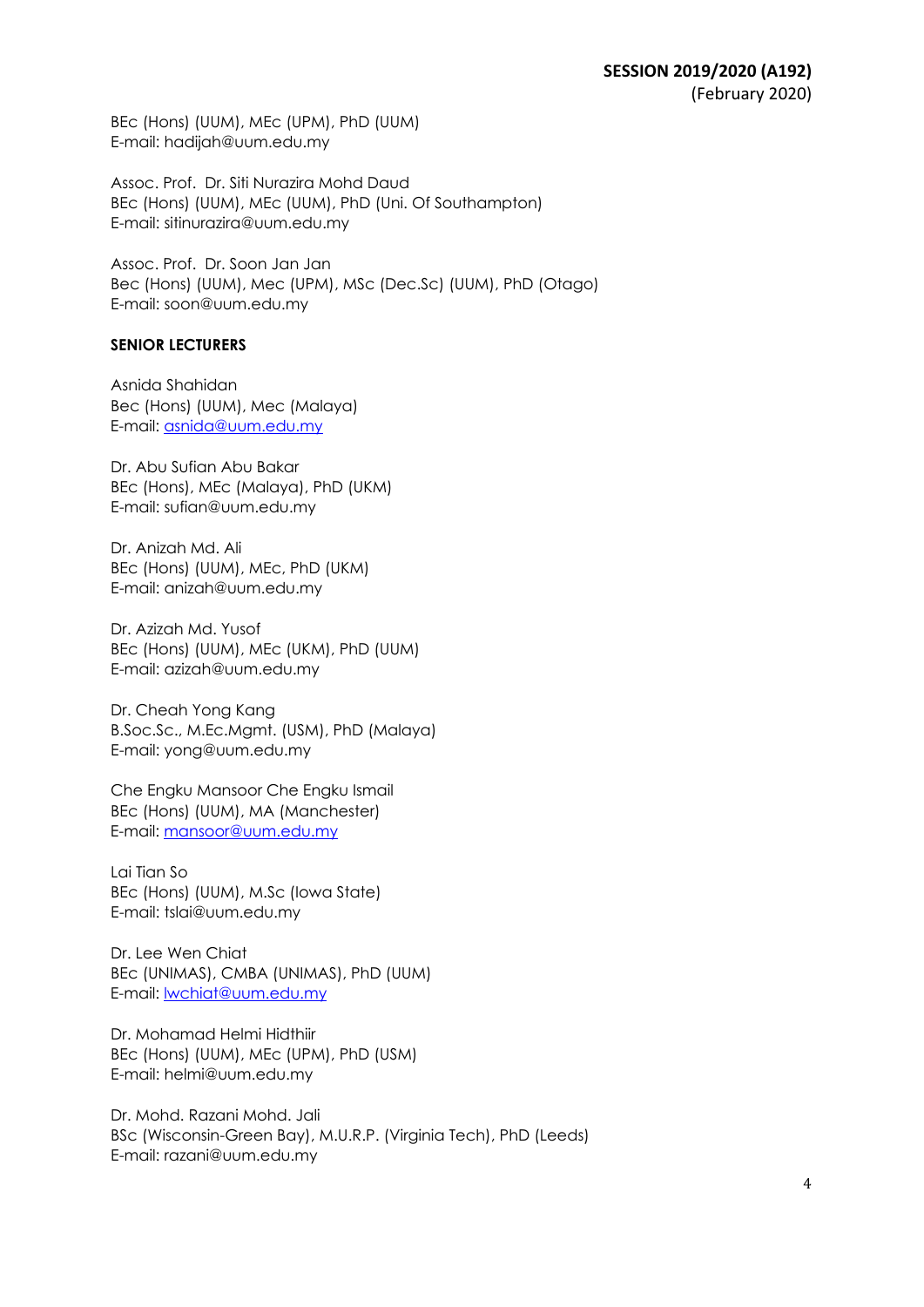BEc (Hons) (UUM), MEc (UPM), PhD (UUM)
E-mail: hadijah@uum.edu.my

Assoc. Prof. Dr. Siti Nurazira Mohd Daud
BEc (Hons) (UUM), MEc (UUM), PhD (Uni. Of Southampton)
E-mail: sitinurazira@uum.edu.my

Assoc. Prof. Dr. Soon Jan Jan
Bec (Hons) (UUM), Mec (UPM), MSc (Dec.Sc) (UUM), PhD (Otago)
E-mail: soon@uum.edu.my

**SENIOR LECTURERS**

Asnida Shahidan
Bec (Hons) (UUM), Mec (Malaya)
E-mail: asnida@uum.edu.my

Dr. Abu Sufian Abu Bakar
BEc (Hons), MEc (Malaya), PhD (UKM)
E-mail: sufian@uum.edu.my

Dr. Anizah Md. Ali
BEc (Hons) (UUM), MEc, PhD (UKM)
E-mail: anizah@uum.edu.my

Dr. Azizah Md. Yusof
BEc (Hons) (UUM), MEc (UKM), PhD (UUM)
E-mail: azizah@uum.edu.my

Dr. Cheah Yong Kang
B.Soc.Sc., M.Ec.Mgmt. (USM), PhD (Malaya)
E-mail: yong@uum.edu.my

Che Engku Mansoor Che Engku Ismail
BEc (Hons) (UUM), MA (Manchester)
E-mail: mansoor@uum.edu.my

Lai Tian So
BEc (Hons) (UUM), M.Sc (Iowa State)
E-mail: tslai@uum.edu.my

Dr. Lee Wen Chiat
BEc (UNIMAS), CMBA (UNIMAS), PhD (UUM)
E-mail: lwchiat@uum.edu.my

Dr. Mohamad Helmi Hidthiir
BEc (Hons) (UUM), MEc (UPM), PhD (USM)
E-mail: helmi@uum.edu.my

Dr. Mohd. Razani Mohd. Jali
BSc (Wisconsin-Green Bay), M.U.R.P. (Virginia Tech), PhD (Leeds)
E-mail: razani@uum.edu.my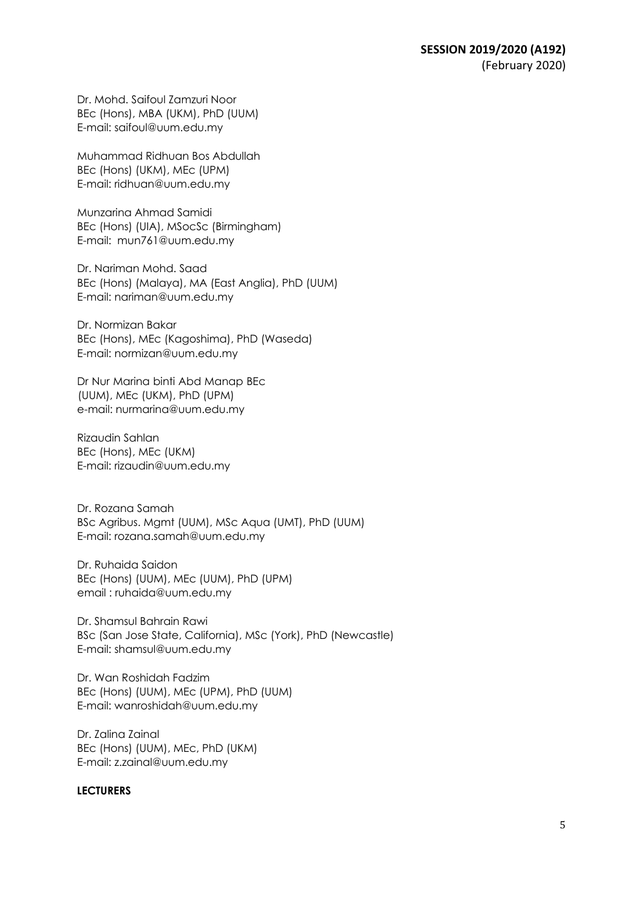Dr. Mohd. Saifoul Zamzuri Noor
BEc (Hons), MBA (UKM), PhD (UUM)
E-mail: saifoul@uum.edu.my

Muhammad Ridhuan Bos Abdullah
BEc (Hons) (UKM), MEc (UPM)
E-mail: ridhuan@uum.edu.my

Munzarina Ahmad Samidi
BEc (Hons) (UIA), MSocSc (Birmingham)
E-mail: mun761@uum.edu.my

Dr. Nariman Mohd. Saad
BEc (Hons) (Malaya), MA (East Anglia), PhD (UUM)
E-mail: nariman@uum.edu.my

Dr. Normizan Bakar
BEc (Hons), MEc (Kagoshima), PhD (Waseda)
E-mail: normizan@uum.edu.my

Dr Nur Marina binti Abd Manap BEc
(UUM), MEc (UKM), PhD (UPM)
e-mail: nurmarina@uum.edu.my

Rizaudin Sahlan
BEc (Hons), MEc (UKM)
E-mail: rizaudin@uum.edu.my

Dr. Rozana Samah
BSc Agribus. Mgmt (UUM), MSc Aqua (UMT), PhD (UUM)
E-mail: rozana.samah@uum.edu.my

Dr. Ruhaida Saidon
BEc (Hons) (UUM), MEc (UUM), PhD (UPM)
email : ruhaida@uum.edu.my

Dr. Shamsul Bahrain Rawi
BSc (San Jose State, California), MSc (York), PhD (Newcastle)
E-mail: shamsul@uum.edu.my

Dr. Wan Roshidah Fadzim
BEc (Hons) (UUM), MEc (UPM), PhD (UUM)
E-mail: wanroshidah@uum.edu.my

Dr. Zalina Zainal
BEc (Hons) (UUM), MEc, PhD (UKM)
E-mail: z.zainal@uum.edu.my

**LECTURERS**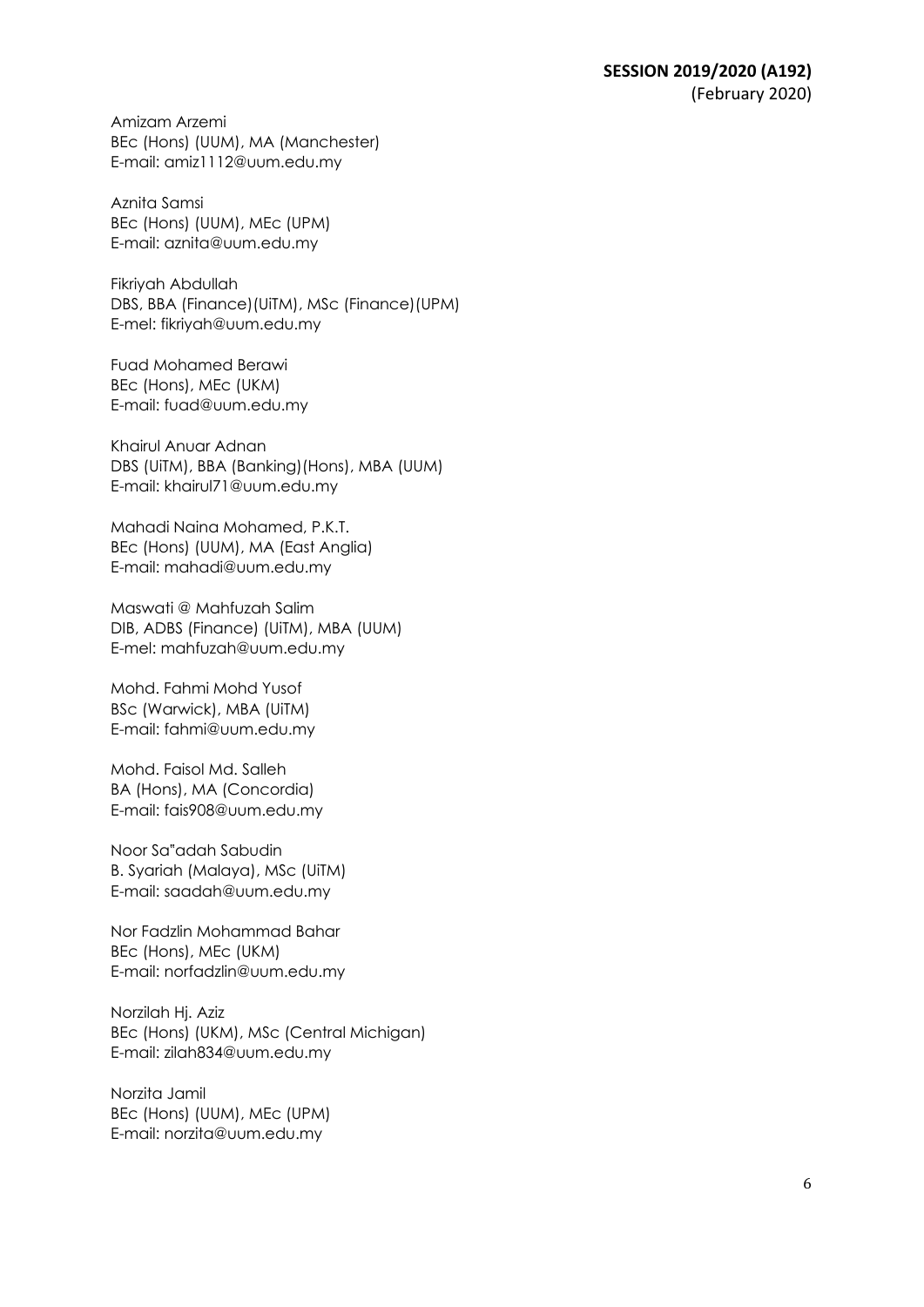Amizam Arzemi
BEc (Hons) (UUM), MA (Manchester)
E-mail: amiz1112@uum.edu.my

Aznita Samsi
BEc (Hons) (UUM), MEc (UPM)
E-mail: aznita@uum.edu.my

Fikriyah Abdullah
DBS, BBA (Finance)(UiTM), MSc (Finance)(UPM)
E-mel: fikriyah@uum.edu.my

Fuad Mohamed Berawi
BEc (Hons), MEc (UKM)
E-mail: fuad@uum.edu.my

Khairul Anuar Adnan
DBS (UiTM), BBA (Banking)(Hons), MBA (UUM)
E-mail: khairul71@uum.edu.my

Mahadi Naina Mohamed, P.K.T.
BEc (Hons) (UUM), MA (East Anglia)
E-mail: mahadi@uum.edu.my

Maswati @ Mahfuzah Salim
DIB, ADBS (Finance) (UiTM), MBA (UUM)
E-mel: mahfuzah@uum.edu.my

Mohd. Fahmi Mohd Yusof
BSc (Warwick), MBA (UiTM)
E-mail: fahmi@uum.edu.my

Mohd. Faisol Md. Salleh
BA (Hons), MA (Concordia)
E-mail: fais908@uum.edu.my

Noor Sa"adah Sabudin
B. Syariah (Malaya), MSc (UiTM)
E-mail: saadah@uum.edu.my

Nor Fadzlin Mohammad Bahar
BEc (Hons), MEc (UKM)
E-mail: norfadzlin@uum.edu.my

Norzilah Hj. Aziz
BEc (Hons) (UKM), MSc (Central Michigan)
E-mail: zilah834@uum.edu.my

Norzita Jamil
BEc (Hons) (UUM), MEc (UPM)
E-mail: norzita@uum.edu.my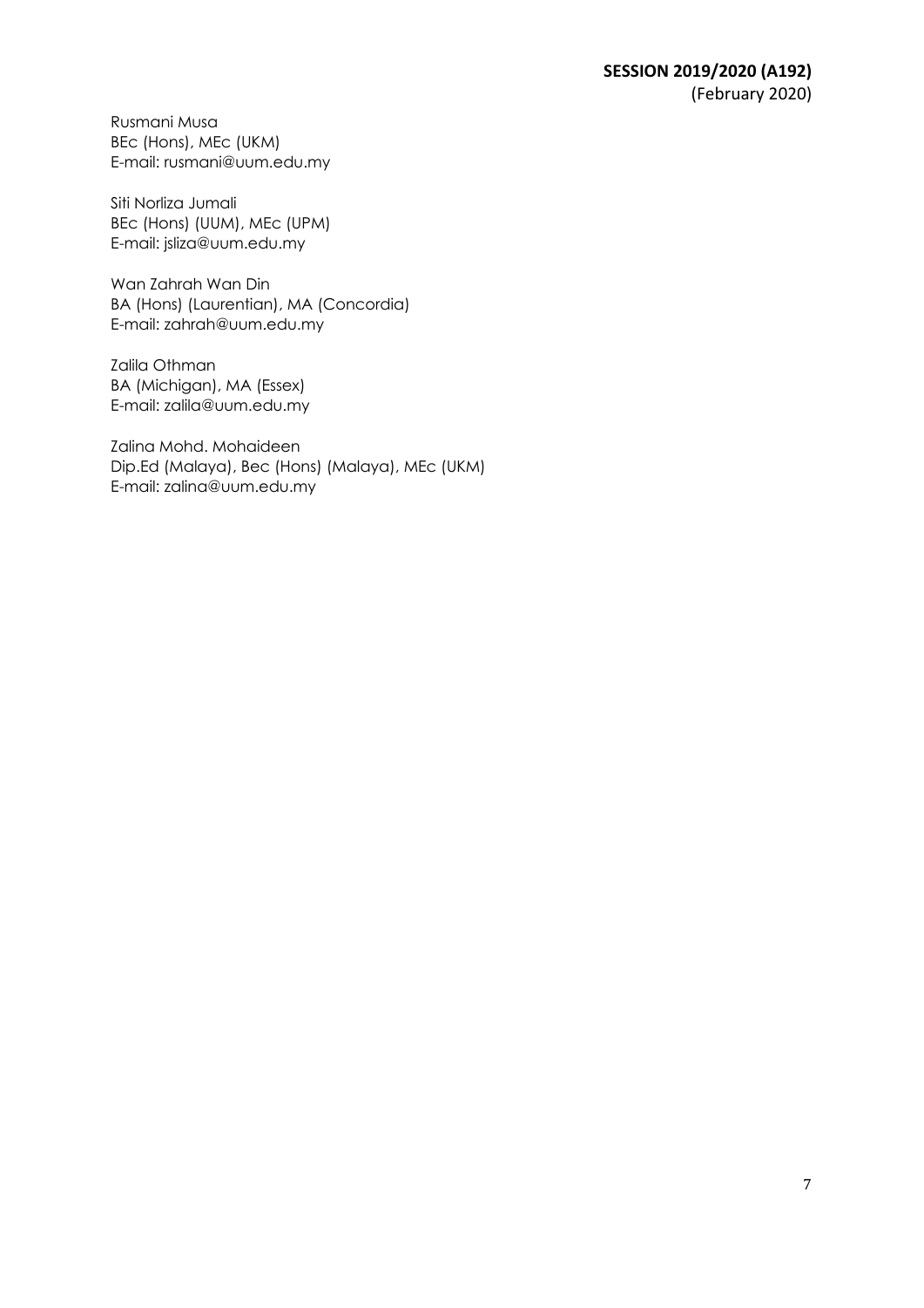Rusmani Musa
BEc (Hons), MEc (UKM)
E-mail: rusmani@uum.edu.my

Siti Norliza Jumali
BEc (Hons) (UUM), MEc (UPM)
E-mail: jsliza@uum.edu.my

Wan Zahrah Wan Din
BA (Hons) (Laurentian), MA (Concordia)
E-mail: zahrah@uum.edu.my

Zalila Othman
BA (Michigan), MA (Essex)
E-mail: zalila@uum.edu.my

Zalina Mohd. Mohaideen
Dip.Ed (Malaya), Bec (Hons) (Malaya), MEc (UKM)
E-mail: zalina@uum.edu.my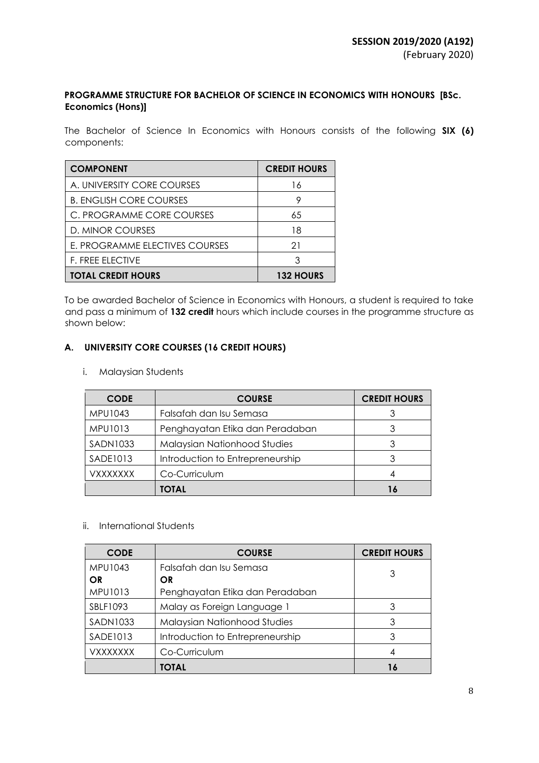**SESSION 2019/2020 (A192)**
(February 2020)

**PROGRAMME STRUCTURE FOR BACHELOR OF SCIENCE IN ECONOMICS WITH HONOURS [BSc. Economics (Hons)]**

The Bachelor of Science In Economics with Honours consists of the following **SIX (6)** components:

| COMPONENT | CREDIT HOURS |
|---|---|
| A. UNIVERSITY CORE COURSES | 16 |
| B. ENGLISH CORE COURSES | 9 |
| C. PROGRAMME CORE COURSES | 65 |
| D. MINOR COURSES | 18 |
| E. PROGRAMME ELECTIVES COURSES | 21 |
| F. FREE ELECTIVE | 3 |
| **TOTAL CREDIT HOURS** | **132 HOURS** |

To be awarded Bachelor of Science in Economics with Honours, a student is required to take and pass a minimum of **132 credit** hours which include courses in the programme structure as shown below:

### A. UNIVERSITY CORE COURSES (16 CREDIT HOURS)

i. Malaysian Students

| CODE | COURSE | CREDIT HOURS |
|---|---|---|
| MPU1043 | Falsafah dan Isu Semasa | 3 |
| MPU1013 | Penghayatan Etika dan Peradaban | 3 |
| SADN1033 | Malaysian Nationhood Studies | 3 |
| SADE1013 | Introduction to Entrepreneurship | 3 |
| VXXXXXXX | Co-Curriculum | 4 |
| | **TOTAL** | **16** |

ii. International Students

| CODE | COURSE | CREDIT HOURS |
|---|---|---|
| MPU1043<br>**OR**<br>MPU1013 | Falsafah dan Isu Semasa<br>**OR**<br>Penghayatan Etika dan Peradaban | 3 |
| SBLF1093 | Malay as Foreign Language 1 | 3 |
| SADN1033 | Malaysian Nationhood Studies | 3 |
| SADE1013 | Introduction to Entrepreneurship | 3 |
| VXXXXXXX | Co-Curriculum | 4 |
| | **TOTAL** | **16** |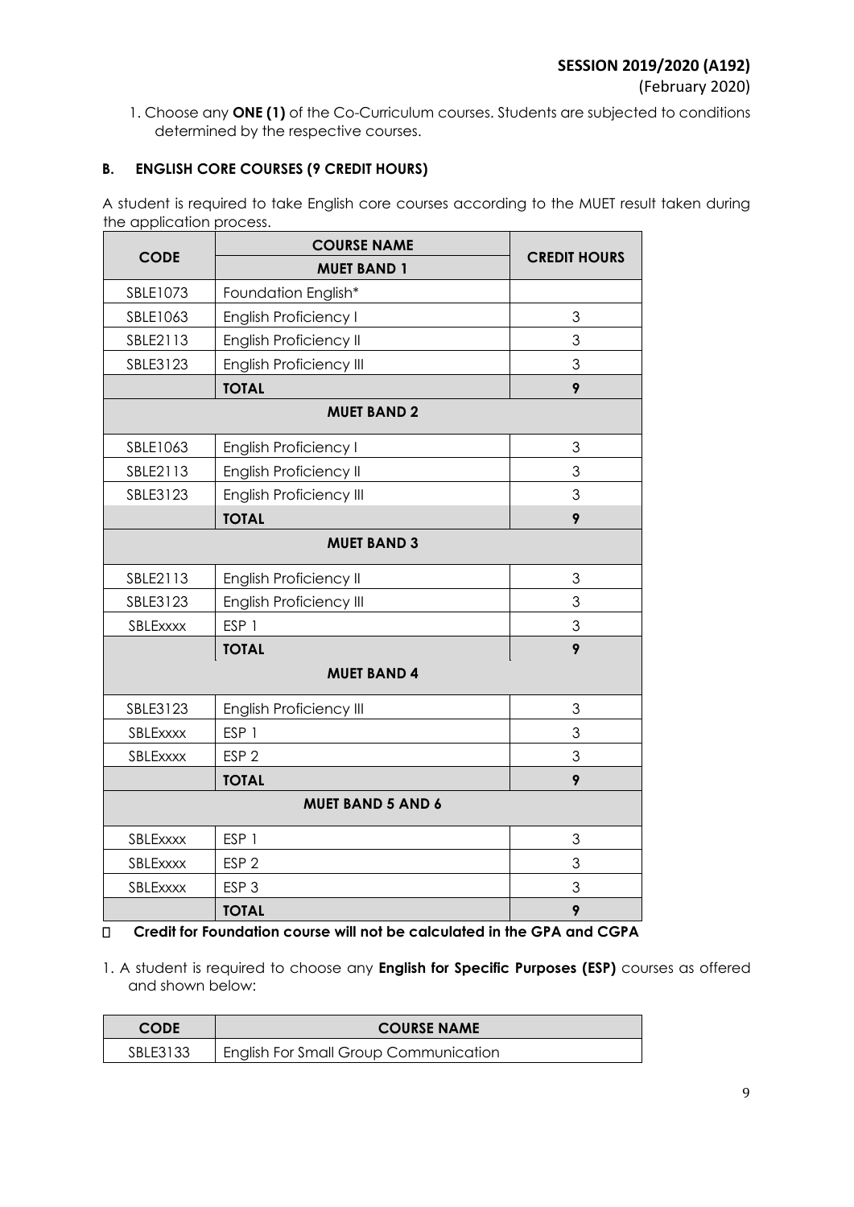1. Choose any **ONE (1)** of the Co-Curriculum courses. Students are subjected to conditions determined by the respective courses.

### B. ENGLISH CORE COURSES (9 CREDIT HOURS)

A student is required to take English core courses according to the MUET result taken during the application process.

| CODE | COURSE NAME | CREDIT HOURS |
|---|---|---|
| | **MUET BAND 1** | |
| SBLE1073 | Foundation English* | |
| SBLE1063 | English Proficiency I | 3 |
| SBLE2113 | English Proficiency II | 3 |
| SBLE3123 | English Proficiency III | 3 |
| | **TOTAL** | **9** |
| | **MUET BAND 2** | |
| SBLE1063 | English Proficiency I | 3 |
| SBLE2113 | English Proficiency II | 3 |
| SBLE3123 | English Proficiency III | 3 |
| | **TOTAL** | **9** |
| | **MUET BAND 3** | |
| SBLE2113 | English Proficiency II | 3 |
| SBLE3123 | English Proficiency III | 3 |
| SBLExxxx | ESP 1 | 3 |
| | **TOTAL** | **9** |
| | **MUET BAND 4** | |
| SBLE3123 | English Proficiency III | 3 |
| SBLExxxx | ESP 1 | 3 |
| SBLExxxx | ESP 2 | 3 |
| | **TOTAL** | **9** |
| | **MUET BAND 5 AND 6** | |
| SBLExxxx | ESP 1 | 3 |
| SBLExxxx | ESP 2 | 3 |
| SBLExxxx | ESP 3 | 3 |
| | **TOTAL** | **9** |

- **Credit for Foundation course will not be calculated in the GPA and CGPA**

1. A student is required to choose any **English for Specific Purposes (ESP)** courses as offered and shown below:

| CODE | COURSE NAME |
|---|---|
| SBLE3133 | English For Small Group Communication |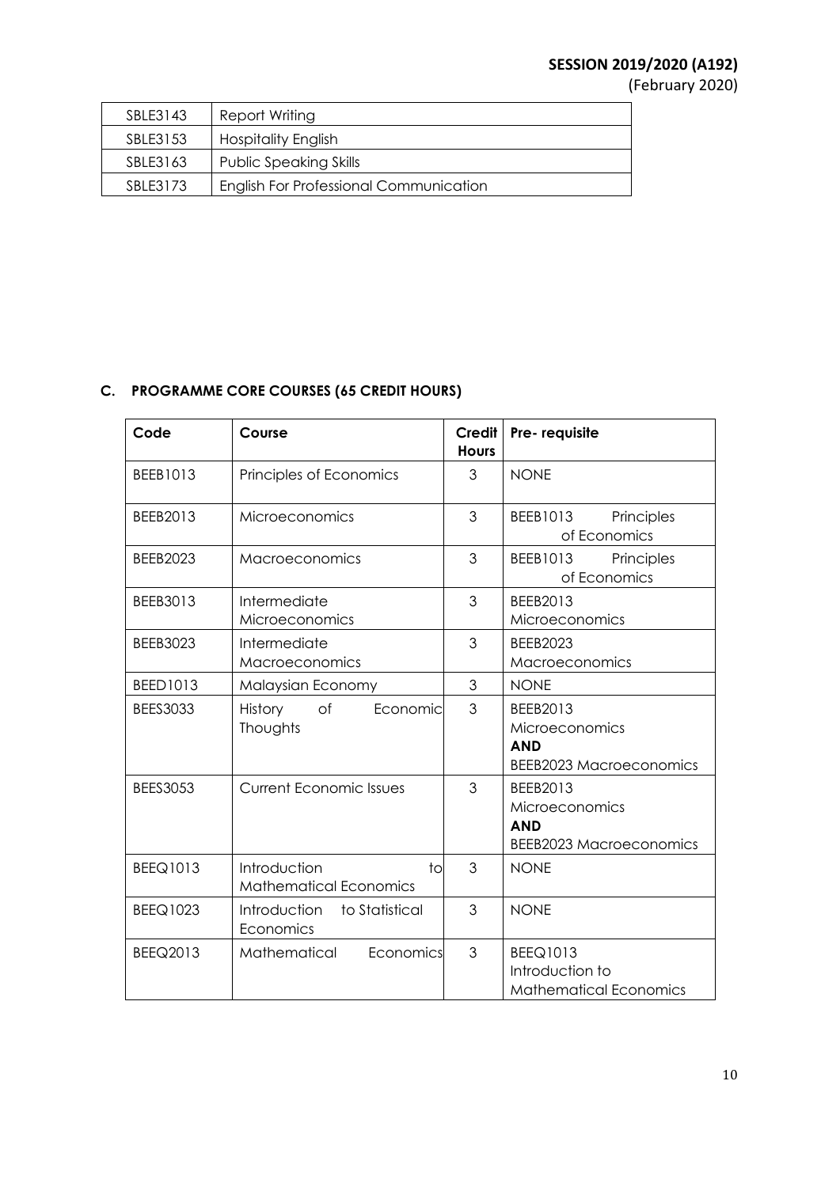| SBLE3143 | Report Writing |
|---|---|
| SBLE3153 | Hospitality English |
| SBLE3163 | Public Speaking Skills |
| SBLE3173 | English For Professional Communication |

## C. PROGRAMME CORE COURSES (65 CREDIT HOURS)

| Code | Course | Credit Hours | Pre- requisite |
|---|---|---|---|
| BEEB1013 | Principles of Economics | 3 | NONE |
| BEEB2013 | Microeconomics | 3 | BEEB1013 Principles of Economics |
| BEEB2023 | Macroeconomics | 3 | BEEB1013 Principles of Economics |
| BEEB3013 | Intermediate Microeconomics | 3 | BEEB2013 Microeconomics |
| BEEB3023 | Intermediate Macroeconomics | 3 | BEEB2023 Macroeconomics |
| BEED1013 | Malaysian Economy | 3 | NONE |
| BEES3033 | History of Economic Thoughts | 3 | BEEB2013 Microeconomics **AND** BEEB2023 Macroeconomics |
| BEES3053 | Current Economic Issues | 3 | BEEB2013 Microeconomics **AND** BEEB2023 Macroeconomics |
| BEEQ1013 | Introduction to Mathematical Economics | 3 | NONE |
| BEEQ1023 | Introduction to Statistical Economics | 3 | NONE |
| BEEQ2013 | Mathematical Economics | 3 | BEEQ1013 Introduction to Mathematical Economics |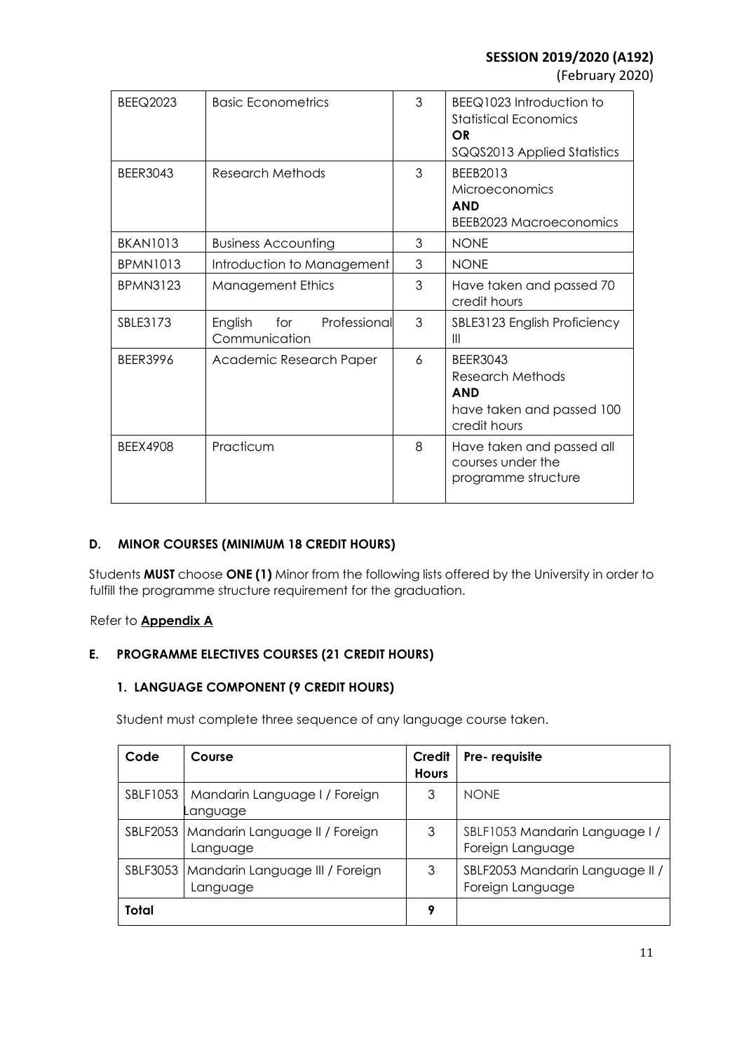| BEEQ2023 | Basic Econometrics | 3 | BEEQ1023 Introduction to Statistical Economics **OR** SQQS2013 Applied Statistics |
|---|---|---|---|
| BEER3043 | Research Methods | 3 | BEEB2013 Microeconomics **AND** BEEB2023 Macroeconomics |
| BKAN1013 | Business Accounting | 3 | NONE |
| BPMN1013 | Introduction to Management | 3 | NONE |
| BPMN3123 | Management Ethics | 3 | Have taken and passed 70 credit hours |
| SBLE3173 | English for Professional Communication | 3 | SBLE3123 English Proficiency III |
| BEER3996 | Academic Research Paper | 6 | BEER3043 Research Methods **AND** have taken and passed 100 credit hours |
| BEEX4908 | Practicum | 8 | Have taken and passed all courses under the programme structure |

### D. MINOR COURSES (MINIMUM 18 CREDIT HOURS)

Students **MUST** choose **ONE (1)** Minor from the following lists offered by the University in order to fulfill the programme structure requirement for the graduation.

Refer to **Appendix A**

### E. PROGRAMME ELECTIVES COURSES (21 CREDIT HOURS)

#### 1. LANGUAGE COMPONENT (9 CREDIT HOURS)

Student must complete three sequence of any language course taken.

| Code | Course | Credit Hours | Pre- requisite |
|---|---|---|---|
| SBLF1053 | Mandarin Language I / Foreign Language | 3 | NONE |
| SBLF2053 | Mandarin Language II / Foreign Language | 3 | SBLF1053 Mandarin Language I / Foreign Language |
| SBLF3053 | Mandarin Language III / Foreign Language | 3 | SBLF2053 Mandarin Language II / Foreign Language |
| **Total** | | **9** | |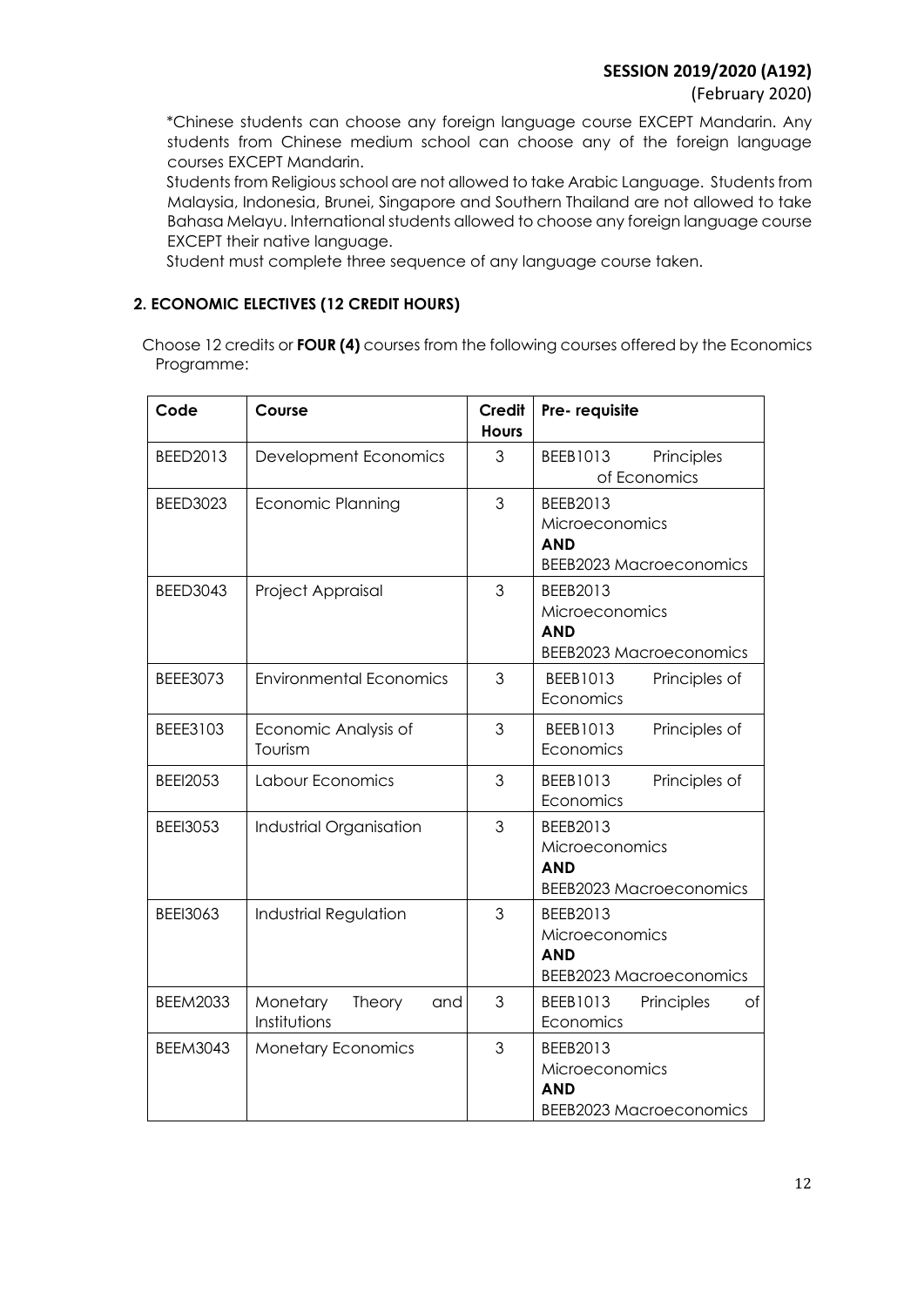*Chinese students can choose any foreign language course EXCEPT Mandarin. Any students from Chinese medium school can choose any of the foreign language courses EXCEPT Mandarin.

Students from Religious school are not allowed to take Arabic Language. Students from Malaysia, Indonesia, Brunei, Singapore and Southern Thailand are not allowed to take Bahasa Melayu. International students allowed to choose any foreign language course EXCEPT their native language.

Student must complete three sequence of any language course taken.

## 2. ECONOMIC ELECTIVES (12 CREDIT HOURS)

Choose 12 credits or **FOUR (4)** courses from the following courses offered by the Economics Programme:

| Code | Course | Credit Hours | Pre- requisite |
|---|---|---|---|
| BEED2013 | Development Economics | 3 | BEEB1013 Principles of Economics |
| BEED3023 | Economic Planning | 3 | BEEB2013 Microeconomics **AND** BEEB2023 Macroeconomics |
| BEED3043 | Project Appraisal | 3 | BEEB2013 Microeconomics **AND** BEEB2023 Macroeconomics |
| BEEE3073 | Environmental Economics | 3 | BEEB1013 Principles of Economics |
| BEEE3103 | Economic Analysis of Tourism | 3 | BEEB1013 Principles of Economics |
| BEEI2053 | Labour Economics | 3 | BEEB1013 Principles of Economics |
| BEEI3053 | Industrial Organisation | 3 | BEEB2013 Microeconomics **AND** BEEB2023 Macroeconomics |
| BEEI3063 | Industrial Regulation | 3 | BEEB2013 Microeconomics **AND** BEEB2023 Macroeconomics |
| BEEM2033 | Monetary Theory and Institutions | 3 | BEEB1013 Principles of Economics |
| BEEM3043 | Monetary Economics | 3 | BEEB2013 Microeconomics **AND** BEEB2023 Macroeconomics |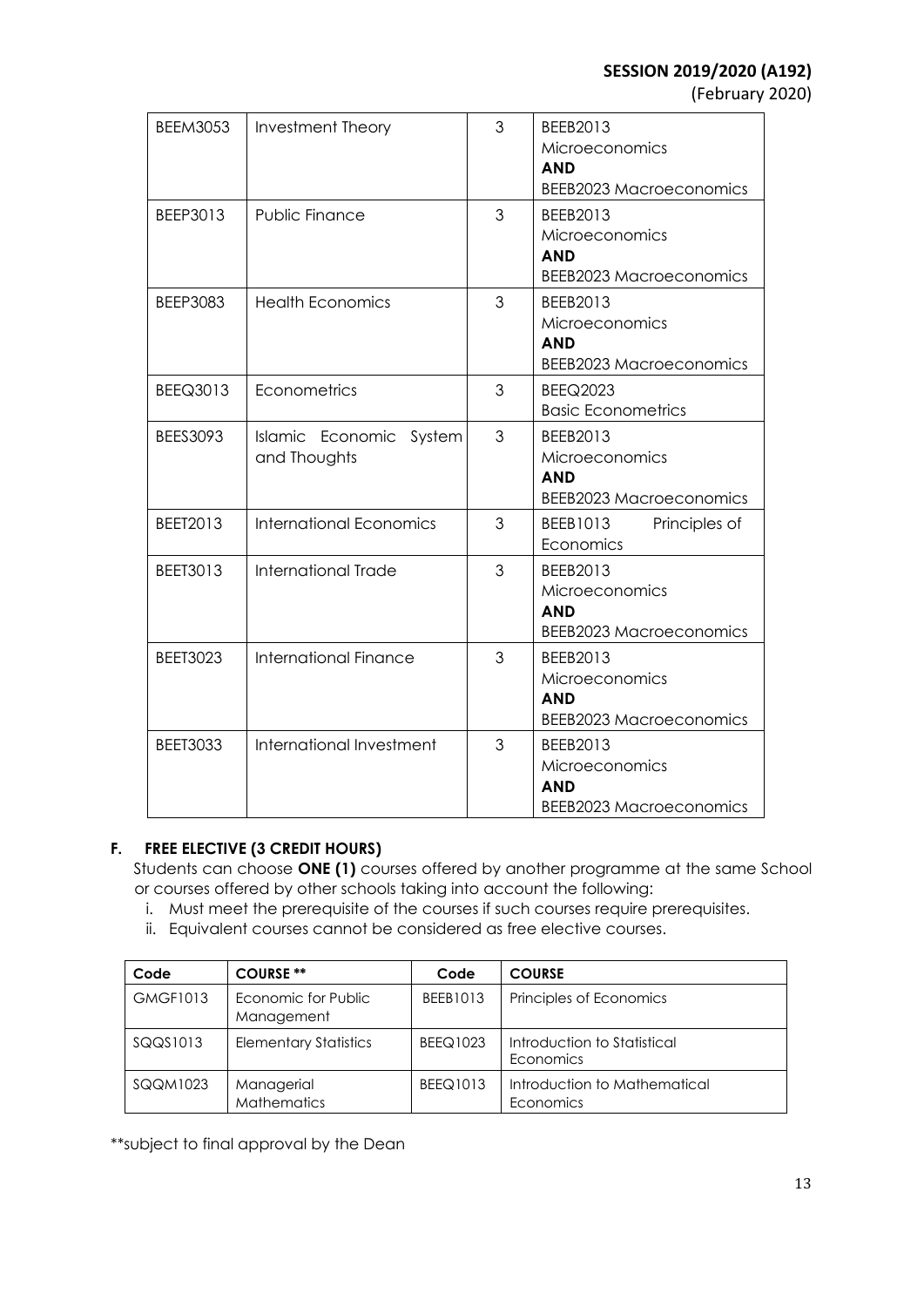| BEEM3053 | Investment Theory | 3 | BEEB2013 Microeconomics **AND** BEEB2023 Macroeconomics |
|---|---|---|---|
| BEEP3013 | Public Finance | 3 | BEEB2013 Microeconomics **AND** BEEB2023 Macroeconomics |
| BEEP3083 | Health Economics | 3 | BEEB2013 Microeconomics **AND** BEEB2023 Macroeconomics |
| BEEQ3013 | Econometrics | 3 | BEEQ2023 Basic Econometrics |
| BEES3093 | Islamic Economic System and Thoughts | 3 | BEEB2013 Microeconomics **AND** BEEB2023 Macroeconomics |
| BEET2013 | International Economics | 3 | BEEB1013 Principles of Economics |
| BEET3013 | International Trade | 3 | BEEB2013 Microeconomics **AND** BEEB2023 Macroeconomics |
| BEET3023 | International Finance | 3 | BEEB2013 Microeconomics **AND** BEEB2023 Macroeconomics |
| BEET3033 | International Investment | 3 | BEEB2013 Microeconomics **AND** BEEB2023 Macroeconomics |

### F. FREE ELECTIVE (3 CREDIT HOURS)

Students can choose **ONE (1)** courses offered by another programme at the same School or courses offered by other schools taking into account the following:

i. Must meet the prerequisite of the courses if such courses require prerequisites.
ii. Equivalent courses cannot be considered as free elective courses.

| Code | COURSE ** | Code | COURSE |
|---|---|---|---|
| GMGF1013 | Economic for Public Management | BEEB1013 | Principles of Economics |
| SQQS1013 | Elementary Statistics | BEEQ1023 | Introduction to Statistical Economics |
| SQQM1023 | Managerial Mathematics | BEEQ1013 | Introduction to Mathematical Economics |

**subject to final approval by the Dean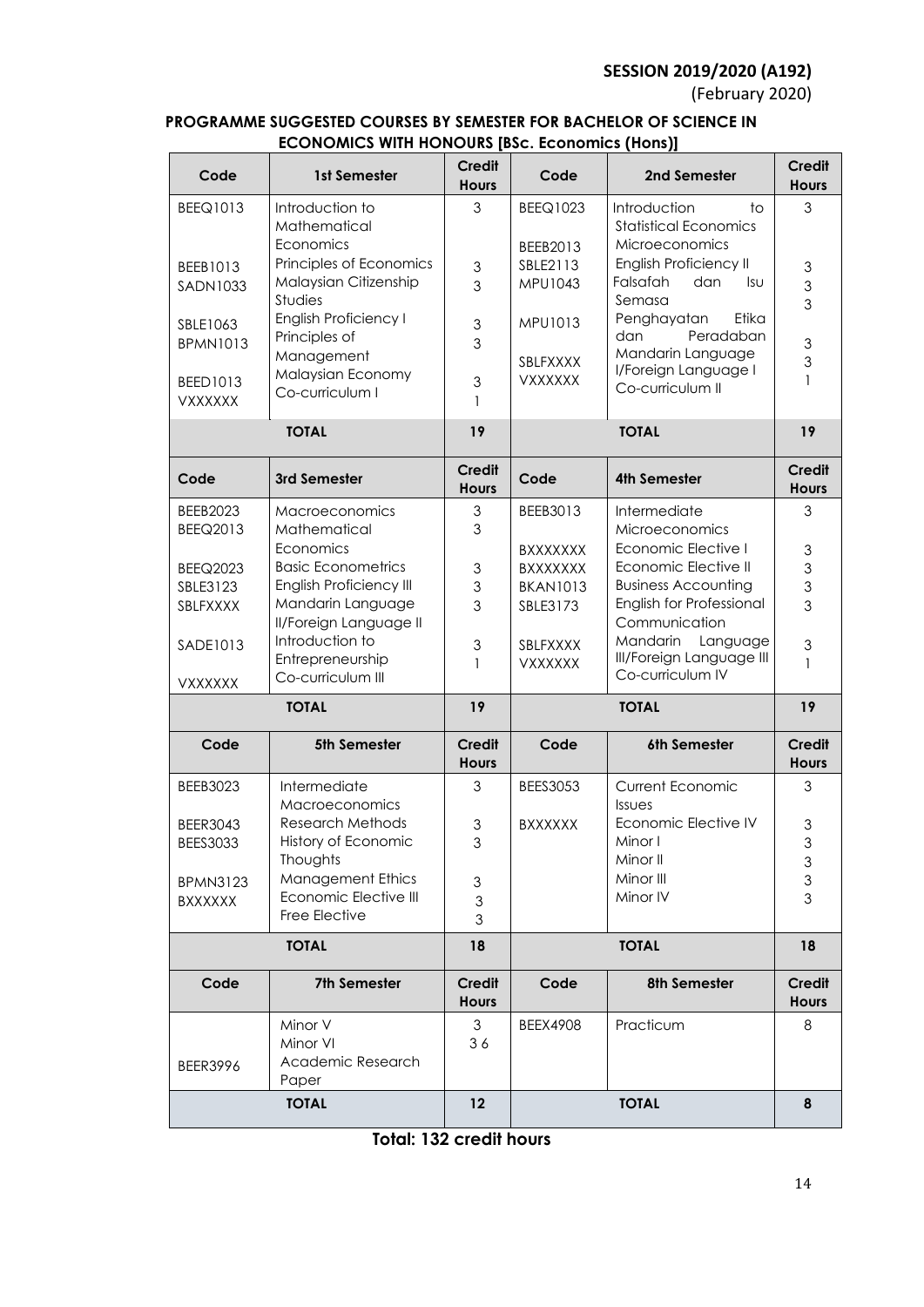**SESSION 2019/2020 (A192)**
(February 2020)

**PROGRAMME SUGGESTED COURSES BY SEMESTER FOR BACHELOR OF SCIENCE IN ECONOMICS WITH HONOURS [BSc. Economics (Hons)]**

| Code | 1st Semester | Credit Hours | Code | 2nd Semester | Credit Hours |
|---|---|---|---|---|---|
| BEEQ1013 | Introduction to Mathematical Economics | 3 | BEEQ1023 | Introduction to Statistical Economics | 3 |
| BEEB1013 | Principles of Economics | 3 | BEEB2013 | Microeconomics | 3 |
| SADN1033 | Malaysian Citizenship Studies | 3 | SBLE2113 | English Proficiency II | 3 |
| SBLE1063 | English Proficiency I | 3 | MPU1043 | Falsafah dan Isu Semasa | 3 |
| BPMN1013 | Principles of Management | 3 | MPU1013 | Penghayatan Etika dan Peradaban | 3 |
| BEED1013 | Malaysian Economy | 3 | SBLFXXXX | Mandarin Language I/Foreign Language I | 3 |
| VXXXXXX | Co-curriculum I | 1 | VXXXXXX | Co-curriculum II | 1 |
| | **TOTAL** | **19** | | **TOTAL** | **19** |
| **Code** | **3rd Semester** | **Credit Hours** | **Code** | **4th Semester** | **Credit Hours** |
| BEEB2023 | Macroeconomics | 3 | BEEB3013 | Intermediate Microeconomics | 3 |
| BEEQ2013 | Mathematical Economics | 3 | BXXXXXXX | Economic Elective I | 3 |
| BEEQ2023 | Basic Econometrics | 3 | BXXXXXXX | Economic Elective II | 3 |
| SBLE3123 | English Proficiency III | 3 | BKAN1013 | Business Accounting | 3 |
| SBLFXXXX | Mandarin Language II/Foreign Language II | 3 | SBLE3173 | English for Professional Communication | 3 |
| SADE1013 | Introduction to Entrepreneurship | 3 | SBLFXXXX | Mandarin Language III/Foreign Language III | 3 |
| VXXXXXX | Co-curriculum III | 1 | VXXXXXX | Co-curriculum IV | 1 |
| | **TOTAL** | **19** | | **TOTAL** | **19** |
| **Code** | **5th Semester** | **Credit Hours** | **Code** | **6th Semester** | **Credit Hours** |
| BEEB3023 | Intermediate Macroeconomics | 3 | BEES3053 | Current Economic Issues | 3 |
| BEER3043 | Research Methods | 3 | BXXXXXX | Economic Elective IV | 3 |
| BEES3033 | History of Economic Thoughts | 3 | | Minor I | 3 |
| BPMN3123 | Management Ethics | 3 | | Minor II | 3 |
| BXXXXXX | Economic Elective III | 3 | | Minor III | 3 |
| | Free Elective | 3 | | Minor IV | 3 |
| | **TOTAL** | **18** | | **TOTAL** | **18** |
| **Code** | **7th Semester** | **Credit Hours** | **Code** | **8th Semester** | **Credit Hours** |
| | Minor V | 3 | BEEX4908 | Practicum | 8 |
| | Minor VI | 3 | | | |
| BEER3996 | Academic Research Paper | 6 | | | |
| | **TOTAL** | **12** | | **TOTAL** | **8** |

**Total: 132 credit hours**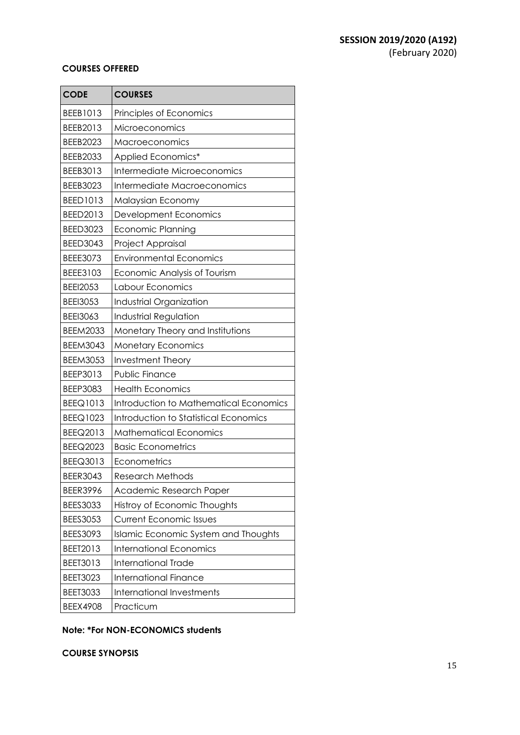**SESSION 2019/2020 (A192)**
(February 2020)

**COURSES OFFERED**

| CODE | COURSES |
|---|---|
| BEEB1013 | Principles of Economics |
| BEEB2013 | Microeconomics |
| BEEB2023 | Macroeconomics |
| BEEB2033 | Applied Economics* |
| BEEB3013 | Intermediate Microeconomics |
| BEEB3023 | Intermediate Macroeconomics |
| BEED1013 | Malaysian Economy |
| BEED2013 | Development Economics |
| BEED3023 | Economic Planning |
| BEED3043 | Project Appraisal |
| BEEE3073 | Environmental Economics |
| BEEE3103 | Economic Analysis of Tourism |
| BEEI2053 | Labour Economics |
| BEEI3053 | Industrial Organization |
| BEEI3063 | Industrial Regulation |
| BEEM2033 | Monetary Theory and Institutions |
| BEEM3043 | Monetary Economics |
| BEEM3053 | Investment Theory |
| BEEP3013 | Public Finance |
| BEEP3083 | Health Economics |
| BEEQ1013 | Introduction to Mathematical Economics |
| BEEQ1023 | Introduction to Statistical Economics |
| BEEQ2013 | Mathematical Economics |
| BEEQ2023 | Basic Econometrics |
| BEEQ3013 | Econometrics |
| BEER3043 | Research Methods |
| BEER3996 | Academic Research Paper |
| BEES3033 | Histroy of Economic Thoughts |
| BEES3053 | Current Economic Issues |
| BEES3093 | Islamic Economic System and Thoughts |
| BEET2013 | International Economics |
| BEET3013 | International Trade |
| BEET3023 | International Finance |
| BEET3033 | International Investments |
| BEEX4908 | Practicum |

**Note: *For NON-ECONOMICS students**

**COURSE SYNOPSIS**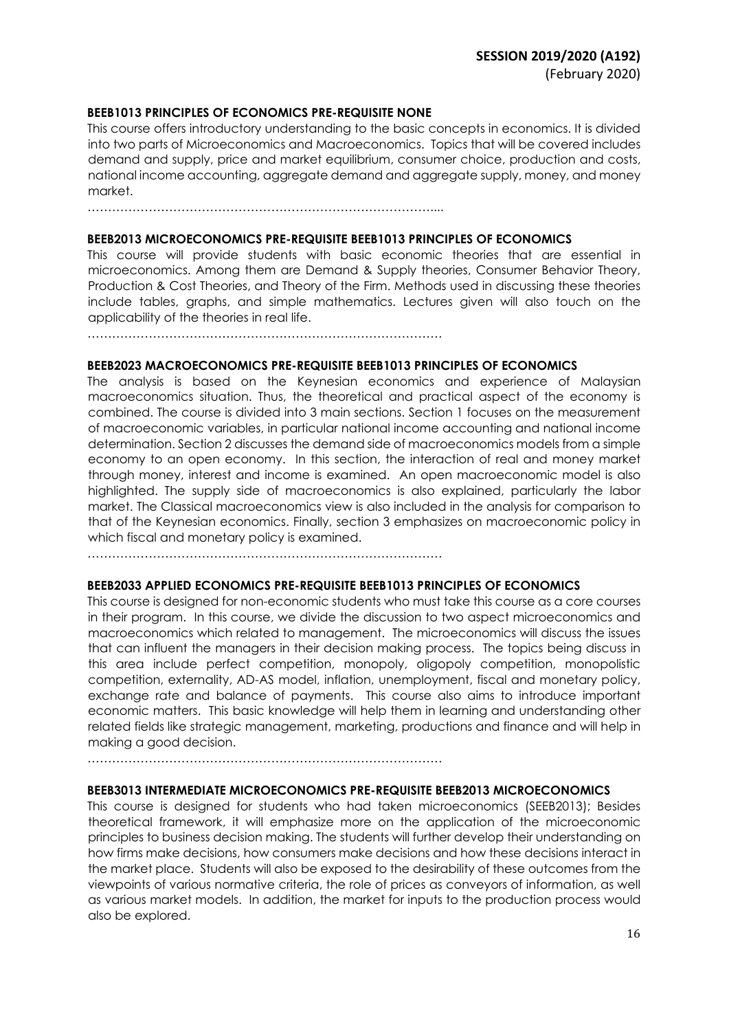**BEEB1013 PRINCIPLES OF ECONOMICS PRE-REQUISITE NONE**

This course offers introductory understanding to the basic concepts in economics. It is divided into two parts of Microeconomics and Macroeconomics. Topics that will be covered includes demand and supply, price and market equilibrium, consumer choice, production and costs, national income accounting, aggregate demand and aggregate supply, money, and money market.

…………………………………………………………………………....

**BEEB2013 MICROECONOMICS PRE-REQUISITE BEEB1013 PRINCIPLES OF ECONOMICS**

This course will provide students with basic economic theories that are essential in microeconomics. Among them are Demand & Supply theories, Consumer Behavior Theory, Production & Cost Theories, and Theory of the Firm. Methods used in discussing these theories include tables, graphs, and simple mathematics. Lectures given will also touch on the applicability of the theories in real life.

……………………………………………………………………………

**BEEB2023 MACROECONOMICS PRE-REQUISITE BEEB1013 PRINCIPLES OF ECONOMICS**

The analysis is based on the Keynesian economics and experience of Malaysian macroeconomics situation. Thus, the theoretical and practical aspect of the economy is combined. The course is divided into 3 main sections. Section 1 focuses on the measurement of macroeconomic variables, in particular national income accounting and national income determination. Section 2 discusses the demand side of macroeconomics models from a simple economy to an open economy. In this section, the interaction of real and money market through money, interest and income is examined. An open macroeconomic model is also highlighted. The supply side of macroeconomics is also explained, particularly the labor market. The Classical macroeconomics view is also included in the analysis for comparison to that of the Keynesian economics. Finally, section 3 emphasizes on macroeconomic policy in which fiscal and monetary policy is examined.

……………………………………………………………………………

**BEEB2033 APPLIED ECONOMICS PRE-REQUISITE BEEB1013 PRINCIPLES OF ECONOMICS**

This course is designed for non-economic students who must take this course as a core courses in their program. In this course, we divide the discussion to two aspect microeconomics and macroeconomics which related to management. The microeconomics will discuss the issues that can influent the managers in their decision making process. The topics being discuss in this area include perfect competition, monopoly, oligopoly competition, monopolistic competition, externality, AD-AS model, inflation, unemployment, fiscal and monetary policy, exchange rate and balance of payments. This course also aims to introduce important economic matters. This basic knowledge will help them in learning and understanding other related fields like strategic management, marketing, productions and finance and will help in making a good decision.

……………………………………………………………………………

**BEEB3013 INTERMEDIATE MICROECONOMICS PRE-REQUISITE BEEB2013 MICROECONOMICS**

This course is designed for students who had taken microeconomics (SEEB2013); Besides theoretical framework, it will emphasize more on the application of the microeconomic principles to business decision making. The students will further develop their understanding on how firms make decisions, how consumers make decisions and how these decisions interact in the market place. Students will also be exposed to the desirability of these outcomes from the viewpoints of various normative criteria, the role of prices as conveyors of information, as well as various market models. In addition, the market for inputs to the production process would also be explored.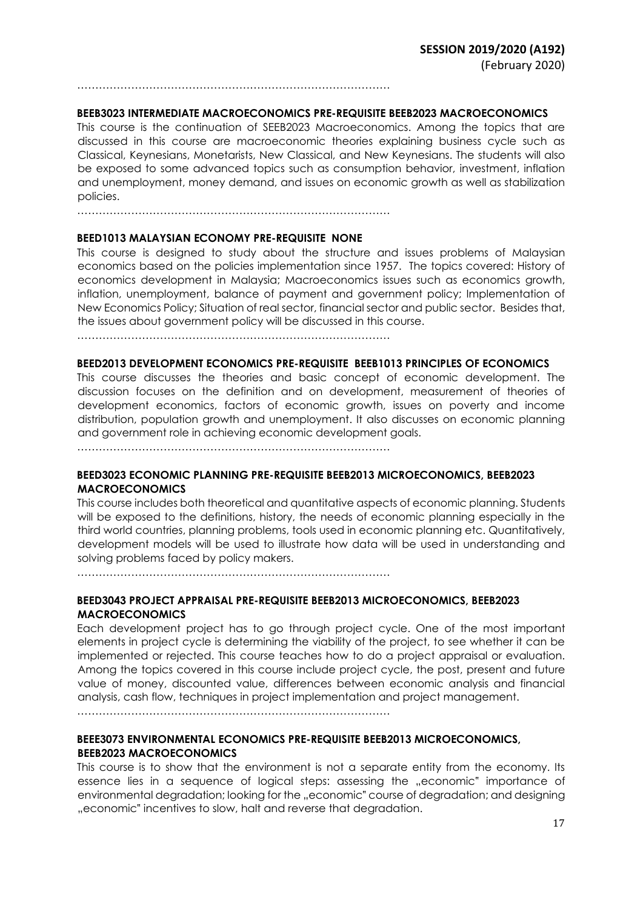……………………………………………………………………………

**BEEB3023 INTERMEDIATE MACROECONOMICS PRE-REQUISITE BEEB2023 MACROECONOMICS**

This course is the continuation of SEEB2023 Macroeconomics. Among the topics that are discussed in this course are macroeconomic theories explaining business cycle such as Classical, Keynesians, Monetarists, New Classical, and New Keynesians. The students will also be exposed to some advanced topics such as consumption behavior, investment, inflation and unemployment, money demand, and issues on economic growth as well as stabilization policies.

……………………………………………………………………………

**BEED1013 MALAYSIAN ECONOMY PRE-REQUISITE NONE**

This course is designed to study about the structure and issues problems of Malaysian economics based on the policies implementation since 1957. The topics covered: History of economics development in Malaysia; Macroeconomics issues such as economics growth, inflation, unemployment, balance of payment and government policy; Implementation of New Economics Policy; Situation of real sector, financial sector and public sector. Besides that, the issues about government policy will be discussed in this course.

……………………………………………………………………………

**BEED2013 DEVELOPMENT ECONOMICS PRE-REQUISITE BEEB1013 PRINCIPLES OF ECONOMICS**

This course discusses the theories and basic concept of economic development. The discussion focuses on the definition and on development, measurement of theories of development economics, factors of economic growth, issues on poverty and income distribution, population growth and unemployment. It also discusses on economic planning and government role in achieving economic development goals.

……………………………………………………………………………

**BEED3023 ECONOMIC PLANNING PRE-REQUISITE BEEB2013 MICROECONOMICS, BEEB2023 MACROECONOMICS**

This course includes both theoretical and quantitative aspects of economic planning. Students will be exposed to the definitions, history, the needs of economic planning especially in the third world countries, planning problems, tools used in economic planning etc. Quantitatively, development models will be used to illustrate how data will be used in understanding and solving problems faced by policy makers.

……………………………………………………………………………

**BEED3043 PROJECT APPRAISAL PRE-REQUISITE BEEB2013 MICROECONOMICS, BEEB2023 MACROECONOMICS**

Each development project has to go through project cycle. One of the most important elements in project cycle is determining the viability of the project, to see whether it can be implemented or rejected. This course teaches how to do a project appraisal or evaluation. Among the topics covered in this course include project cycle, the post, present and future value of money, discounted value, differences between economic analysis and financial analysis, cash flow, techniques in project implementation and project management.

……………………………………………………………………………

**BEEE3073 ENVIRONMENTAL ECONOMICS PRE-REQUISITE BEEB2013 MICROECONOMICS, BEEB2023 MACROECONOMICS**

This course is to show that the environment is not a separate entity from the economy. Its essence lies in a sequence of logical steps: assessing the „economic" importance of environmental degradation; looking for the „economic" course of degradation; and designing „economic" incentives to slow, halt and reverse that degradation.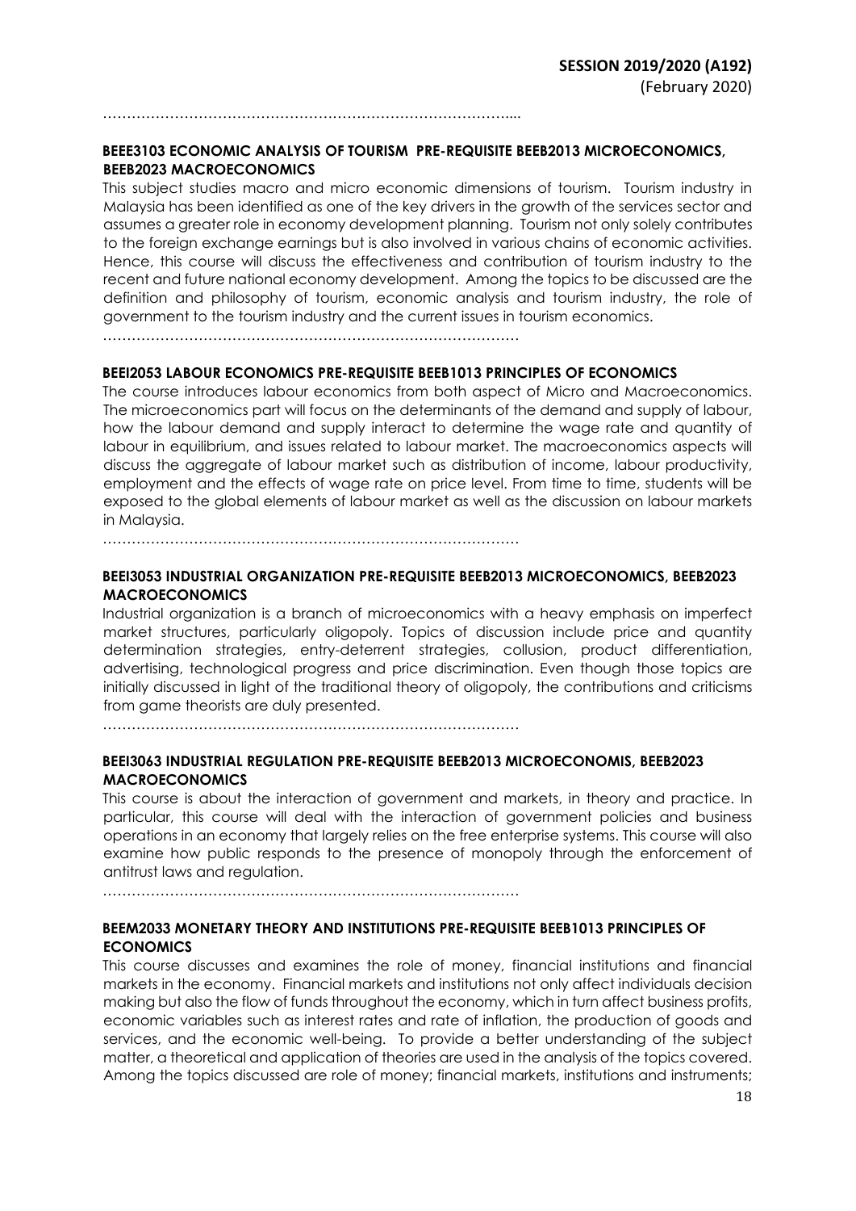………………………………………………………………………….

**BEEE3103 ECONOMIC ANALYSIS OF TOURISM PRE-REQUISITE BEEB2013 MICROECONOMICS, BEEB2023 MACROECONOMICS**

This subject studies macro and micro economic dimensions of tourism. Tourism industry in Malaysia has been identified as one of the key drivers in the growth of the services sector and assumes a greater role in economy development planning. Tourism not only solely contributes to the foreign exchange earnings but is also involved in various chains of economic activities. Hence, this course will discuss the effectiveness and contribution of tourism industry to the recent and future national economy development. Among the topics to be discussed are the definition and philosophy of tourism, economic analysis and tourism industry, the role of government to the tourism industry and the current issues in tourism economics.

…………………………………………………………………………

**BEEI2053 LABOUR ECONOMICS PRE-REQUISITE BEEB1013 PRINCIPLES OF ECONOMICS**

The course introduces labour economics from both aspect of Micro and Macroeconomics. The microeconomics part will focus on the determinants of the demand and supply of labour, how the labour demand and supply interact to determine the wage rate and quantity of labour in equilibrium, and issues related to labour market. The macroeconomics aspects will discuss the aggregate of labour market such as distribution of income, labour productivity, employment and the effects of wage rate on price level. From time to time, students will be exposed to the global elements of labour market as well as the discussion on labour markets in Malaysia.

…………………………………………………………………………

**BEEI3053 INDUSTRIAL ORGANIZATION PRE-REQUISITE BEEB2013 MICROECONOMICS, BEEB2023 MACROECONOMICS**

Industrial organization is a branch of microeconomics with a heavy emphasis on imperfect market structures, particularly oligopoly. Topics of discussion include price and quantity determination strategies, entry-deterrent strategies, collusion, product differentiation, advertising, technological progress and price discrimination. Even though those topics are initially discussed in light of the traditional theory of oligopoly, the contributions and criticisms from game theorists are duly presented.

…………………………………………………………………………

**BEEI3063 INDUSTRIAL REGULATION PRE-REQUISITE BEEB2013 MICROECONOMIS, BEEB2023 MACROECONOMICS**

This course is about the interaction of government and markets, in theory and practice. In particular, this course will deal with the interaction of government policies and business operations in an economy that largely relies on the free enterprise systems. This course will also examine how public responds to the presence of monopoly through the enforcement of antitrust laws and regulation.

…………………………………………………………………………

**BEEM2033 MONETARY THEORY AND INSTITUTIONS PRE-REQUISITE BEEB1013 PRINCIPLES OF ECONOMICS**

This course discusses and examines the role of money, financial institutions and financial markets in the economy. Financial markets and institutions not only affect individuals decision making but also the flow of funds throughout the economy, which in turn affect business profits, economic variables such as interest rates and rate of inflation, the production of goods and services, and the economic well-being. To provide a better understanding of the subject matter, a theoretical and application of theories are used in the analysis of the topics covered. Among the topics discussed are role of money; financial markets, institutions and instruments;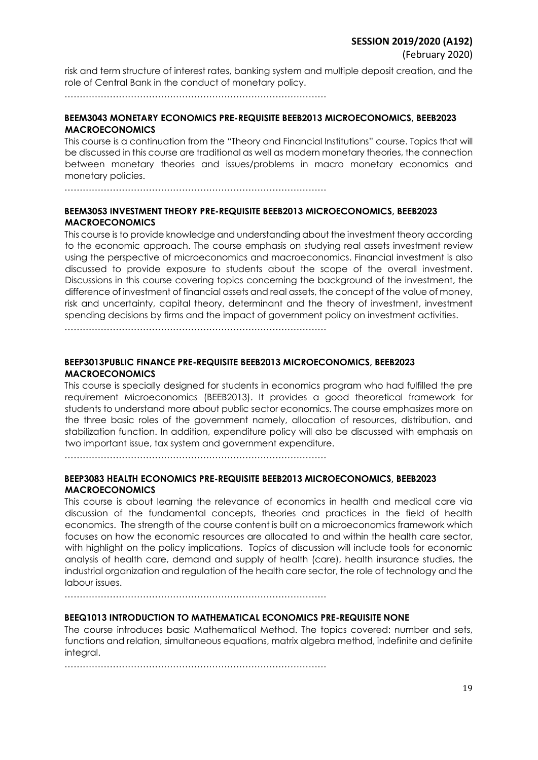risk and term structure of interest rates, banking system and multiple deposit creation, and the role of Central Bank in the conduct of monetary policy.

…………………………………………………………………………….

**BEEM3043 MONETARY ECONOMICS PRE-REQUISITE BEEB2013 MICROECONOMICS, BEEB2023 MACROECONOMICS**

This course is a continuation from the "Theory and Financial Institutions" course. Topics that will be discussed in this course are traditional as well as modern monetary theories, the connection between monetary theories and issues/problems in macro monetary economics and monetary policies.

…………………………………………………………………………….

**BEEM3053 INVESTMENT THEORY PRE-REQUISITE BEEB2013 MICROECONOMICS, BEEB2023 MACROECONOMICS**

This course is to provide knowledge and understanding about the investment theory according to the economic approach. The course emphasis on studying real assets investment review using the perspective of microeconomics and macroeconomics. Financial investment is also discussed to provide exposure to students about the scope of the overall investment. Discussions in this course covering topics concerning the background of the investment, the difference of investment of financial assets and real assets, the concept of the value of money, risk and uncertainty, capital theory, determinant and the theory of investment, investment spending decisions by firms and the impact of government policy on investment activities.

…………………………………………………………………………….

**BEEP3013PUBLIC FINANCE PRE-REQUISITE BEEB2013 MICROECONOMICS, BEEB2023 MACROECONOMICS**

This course is specially designed for students in economics program who had fulfilled the pre requirement Microeconomics (BEEB2013). It provides a good theoretical framework for students to understand more about public sector economics. The course emphasizes more on the three basic roles of the government namely, allocation of resources, distribution, and stabilization function. In addition, expenditure policy will also be discussed with emphasis on two important issue, tax system and government expenditure.

…………………………………………………………………………….

**BEEP3083 HEALTH ECONOMICS PRE-REQUISITE BEEB2013 MICROECONOMICS, BEEB2023 MACROECONOMICS**

This course is about learning the relevance of economics in health and medical care via discussion of the fundamental concepts, theories and practices in the field of health economics. The strength of the course content is built on a microeconomics framework which focuses on how the economic resources are allocated to and within the health care sector, with highlight on the policy implications. Topics of discussion will include tools for economic analysis of health care, demand and supply of health (care), health insurance studies, the industrial organization and regulation of the health care sector, the role of technology and the labour issues.

…………………………………………………………………………….

**BEEQ1013 INTRODUCTION TO MATHEMATICAL ECONOMICS PRE-REQUISITE NONE**

The course introduces basic Mathematical Method. The topics covered: number and sets, functions and relation, simultaneous equations, matrix algebra method, indefinite and definite integral.

…………………………………………………………………………….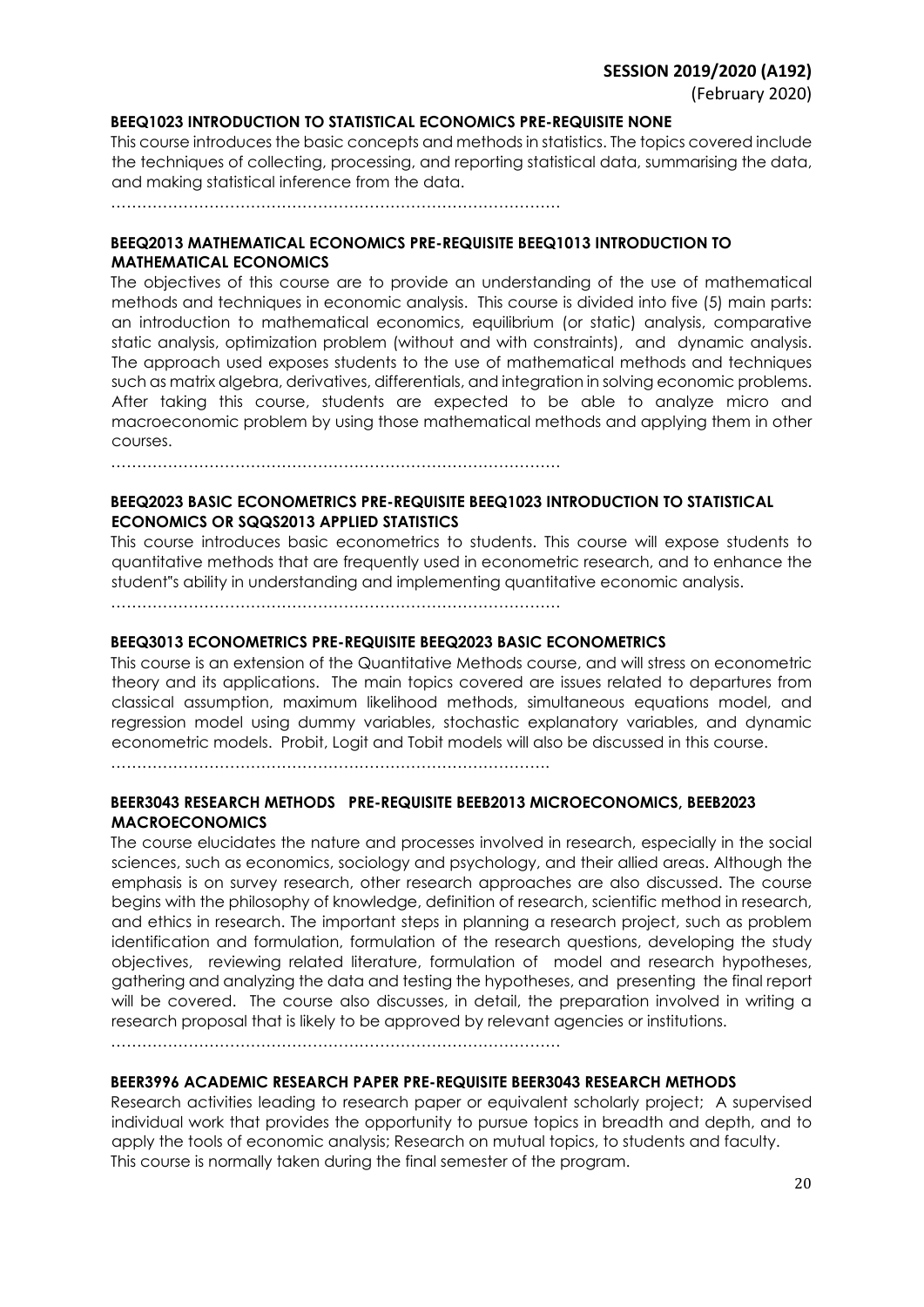**BEEQ1023 INTRODUCTION TO STATISTICAL ECONOMICS PRE-REQUISITE NONE**

This course introduces the basic concepts and methods in statistics. The topics covered include the techniques of collecting, processing, and reporting statistical data, summarising the data, and making statistical inference from the data.

…………………………………………………………………………

**BEEQ2013 MATHEMATICAL ECONOMICS PRE-REQUISITE BEEQ1013 INTRODUCTION TO MATHEMATICAL ECONOMICS**

The objectives of this course are to provide an understanding of the use of mathematical methods and techniques in economic analysis. This course is divided into five (5) main parts: an introduction to mathematical economics, equilibrium (or static) analysis, comparative static analysis, optimization problem (without and with constraints), and dynamic analysis. The approach used exposes students to the use of mathematical methods and techniques such as matrix algebra, derivatives, differentials, and integration in solving economic problems. After taking this course, students are expected to be able to analyze micro and macroeconomic problem by using those mathematical methods and applying them in other courses.

…………………………………………………………………………

**BEEQ2023 BASIC ECONOMETRICS PRE-REQUISITE BEEQ1023 INTRODUCTION TO STATISTICAL ECONOMICS OR SQQS2013 APPLIED STATISTICS**

This course introduces basic econometrics to students. This course will expose students to quantitative methods that are frequently used in econometric research, and to enhance the student"s ability in understanding and implementing quantitative economic analysis.

…………………………………………………………………………

**BEEQ3013 ECONOMETRICS PRE-REQUISITE BEEQ2023 BASIC ECONOMETRICS**

This course is an extension of the Quantitative Methods course, and will stress on econometric theory and its applications. The main topics covered are issues related to departures from classical assumption, maximum likelihood methods, simultaneous equations model, and regression model using dummy variables, stochastic explanatory variables, and dynamic econometric models. Probit, Logit and Tobit models will also be discussed in this course.

…………………………………………………………………………

**BEER3043 RESEARCH METHODS PRE-REQUISITE BEEB2013 MICROECONOMICS, BEEB2023 MACROECONOMICS**

The course elucidates the nature and processes involved in research, especially in the social sciences, such as economics, sociology and psychology, and their allied areas. Although the emphasis is on survey research, other research approaches are also discussed. The course begins with the philosophy of knowledge, definition of research, scientific method in research, and ethics in research. The important steps in planning a research project, such as problem identification and formulation, formulation of the research questions, developing the study objectives, reviewing related literature, formulation of model and research hypotheses, gathering and analyzing the data and testing the hypotheses, and presenting the final report will be covered. The course also discusses, in detail, the preparation involved in writing a research proposal that is likely to be approved by relevant agencies or institutions.

…………………………………………………………………………

**BEER3996 ACADEMIC RESEARCH PAPER PRE-REQUISITE BEER3043 RESEARCH METHODS**

Research activities leading to research paper or equivalent scholarly project; A supervised individual work that provides the opportunity to pursue topics in breadth and depth, and to apply the tools of economic analysis; Research on mutual topics, to students and faculty. This course is normally taken during the final semester of the program.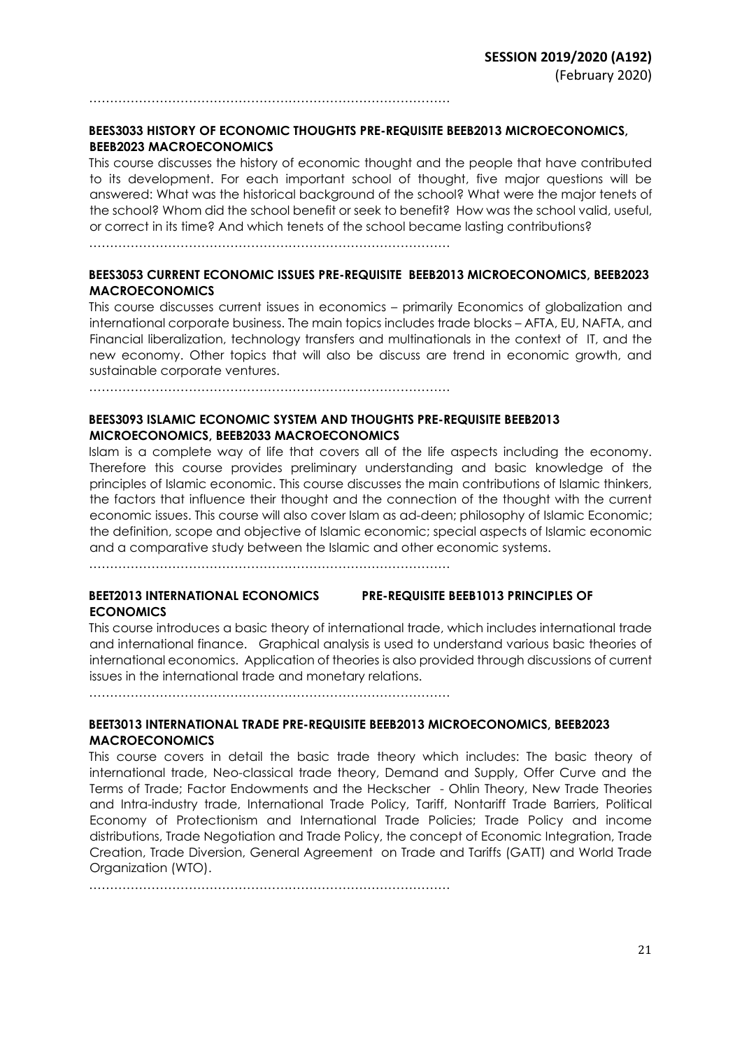……………………………………………………………………………

### BEES3033 HISTORY OF ECONOMIC THOUGHTS PRE-REQUISITE BEEB2013 MICROECONOMICS, BEEB2023 MACROECONOMICS

This course discusses the history of economic thought and the people that have contributed to its development. For each important school of thought, five major questions will be answered: What was the historical background of the school? What were the major tenets of the school? Whom did the school benefit or seek to benefit? How was the school valid, useful, or correct in its time? And which tenets of the school became lasting contributions?

……………………………………………………………………………

### BEES3053 CURRENT ECONOMIC ISSUES PRE-REQUISITE BEEB2013 MICROECONOMICS, BEEB2023 MACROECONOMICS

This course discusses current issues in economics – primarily Economics of globalization and international corporate business. The main topics includes trade blocks – AFTA, EU, NAFTA, and Financial liberalization, technology transfers and multinationals in the context of IT, and the new economy. Other topics that will also be discuss are trend in economic growth, and sustainable corporate ventures.

……………………………………………………………………………

### BEES3093 ISLAMIC ECONOMIC SYSTEM AND THOUGHTS PRE-REQUISITE BEEB2013 MICROECONOMICS, BEEB2033 MACROECONOMICS

Islam is a complete way of life that covers all of the life aspects including the economy. Therefore this course provides preliminary understanding and basic knowledge of the principles of Islamic economic. This course discusses the main contributions of Islamic thinkers, the factors that influence their thought and the connection of the thought with the current economic issues. This course will also cover Islam as ad-deen; philosophy of Islamic Economic; the definition, scope and objective of Islamic economic; special aspects of Islamic economic and a comparative study between the Islamic and other economic systems.

……………………………………………………………………………

### BEET2013 INTERNATIONAL ECONOMICS PRE-REQUISITE BEEB1013 PRINCIPLES OF ECONOMICS

This course introduces a basic theory of international trade, which includes international trade and international finance. Graphical analysis is used to understand various basic theories of international economics. Application of theories is also provided through discussions of current issues in the international trade and monetary relations.

……………………………………………………………………………

### BEET3013 INTERNATIONAL TRADE PRE-REQUISITE BEEB2013 MICROECONOMICS, BEEB2023 MACROECONOMICS

This course covers in detail the basic trade theory which includes: The basic theory of international trade, Neo-classical trade theory, Demand and Supply, Offer Curve and the Terms of Trade; Factor Endowments and the Heckscher - Ohlin Theory, New Trade Theories and Intra-industry trade, International Trade Policy, Tariff, Nontariff Trade Barriers, Political Economy of Protectionism and International Trade Policies; Trade Policy and income distributions, Trade Negotiation and Trade Policy, the concept of Economic Integration, Trade Creation, Trade Diversion, General Agreement on Trade and Tariffs (GATT) and World Trade Organization (WTO).

……………………………………………………………………………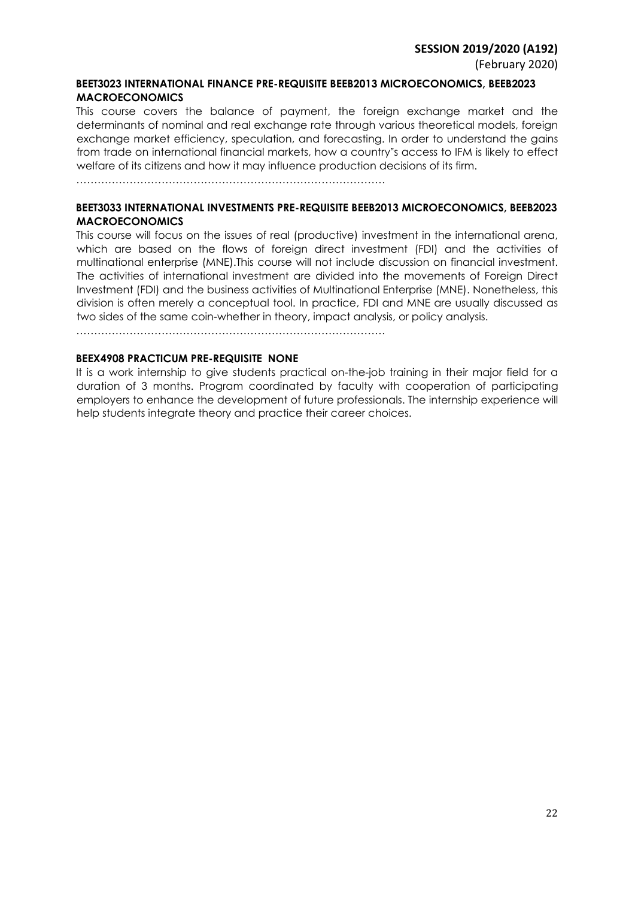**BEET3023 INTERNATIONAL FINANCE PRE-REQUISITE BEEB2013 MICROECONOMICS, BEEB2023 MACROECONOMICS**

This course covers the balance of payment, the foreign exchange market and the determinants of nominal and real exchange rate through various theoretical models, foreign exchange market efficiency, speculation, and forecasting. In order to understand the gains from trade on international financial markets, how a country"s access to IFM is likely to effect welfare of its citizens and how it may influence production decisions of its firm.

……………………………………………………………………………

**BEET3033 INTERNATIONAL INVESTMENTS PRE-REQUISITE BEEB2013 MICROECONOMICS, BEEB2023 MACROECONOMICS**

This course will focus on the issues of real (productive) investment in the international arena, which are based on the flows of foreign direct investment (FDI) and the activities of multinational enterprise (MNE).This course will not include discussion on financial investment. The activities of international investment are divided into the movements of Foreign Direct Investment (FDI) and the business activities of Multinational Enterprise (MNE). Nonetheless, this division is often merely a conceptual tool. In practice, FDI and MNE are usually discussed as two sides of the same coin-whether in theory, impact analysis, or policy analysis.

……………………………………………………………………………

**BEEX4908 PRACTICUM PRE-REQUISITE NONE**

It is a work internship to give students practical on-the-job training in their major field for a duration of 3 months. Program coordinated by faculty with cooperation of participating employers to enhance the development of future professionals. The internship experience will help students integrate theory and practice their career choices.